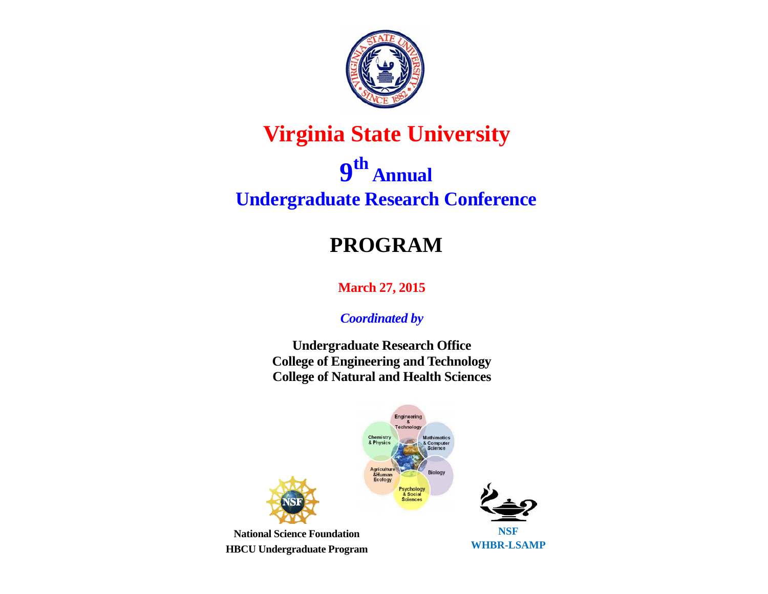# Virginia State University

## 9th Annual
## Undergraduate Research Conference

# PROGRAM

**March 27, 2015**

***Coordinated by***

**Undergraduate Research Office**
**College of Engineering and Technology**
**College of Natural and Health Sciences**

**National Science Foundation**
**HBCU Undergraduate Program**

**NSF**
**WHBR-LSAMP**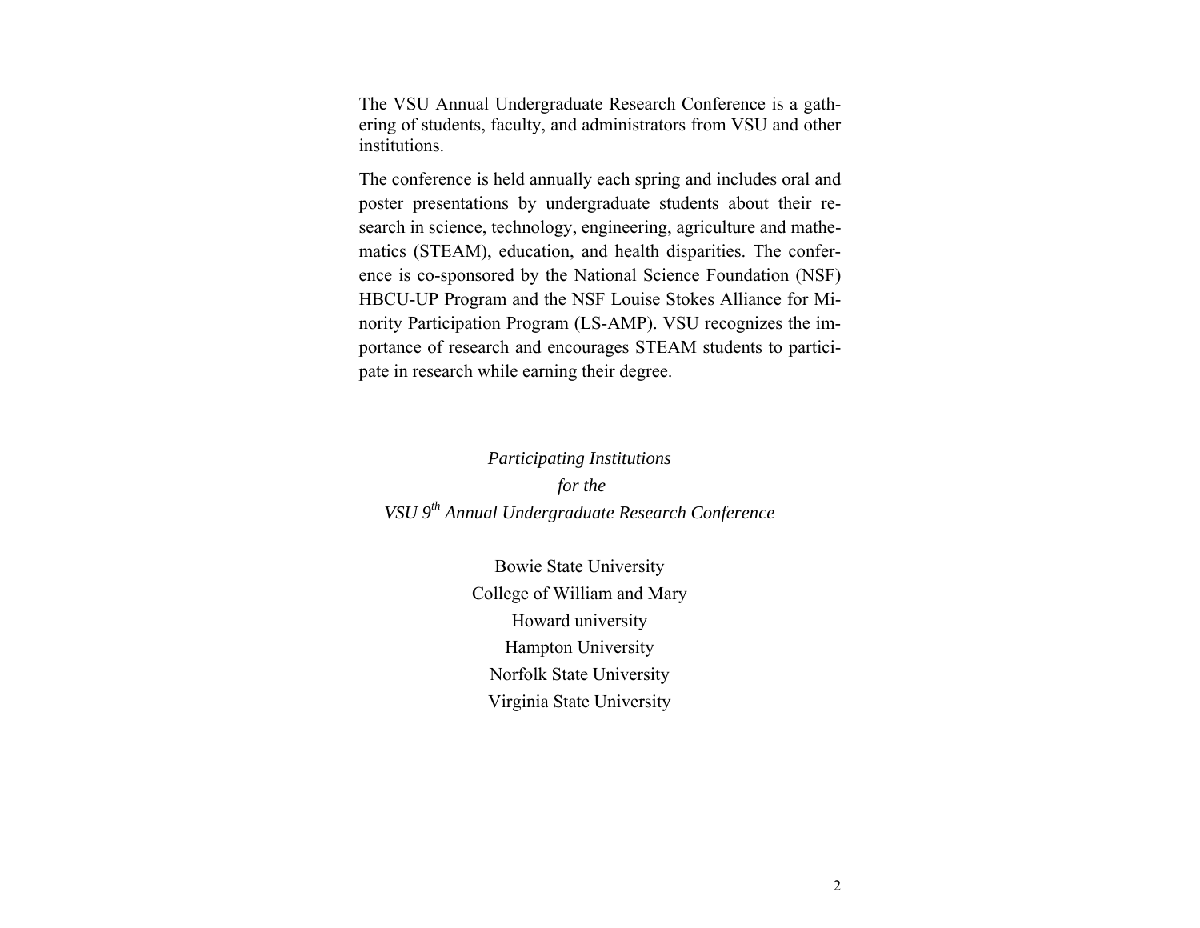The VSU Annual Undergraduate Research Conference is a gathering of students, faculty, and administrators from VSU and other institutions.

The conference is held annually each spring and includes oral and poster presentations by undergraduate students about their research in science, technology, engineering, agriculture and mathematics (STEAM), education, and health disparities. The conference is co-sponsored by the National Science Foundation (NSF) HBCU-UP Program and the NSF Louise Stokes Alliance for Minority Participation Program (LS-AMP). VSU recognizes the importance of research and encourages STEAM students to participate in research while earning their degree.

*Participating Institutions*
*for the*
*VSU 9th Annual Undergraduate Research Conference*

Bowie State University
College of William and Mary
Howard university
Hampton University
Norfolk State University
Virginia State University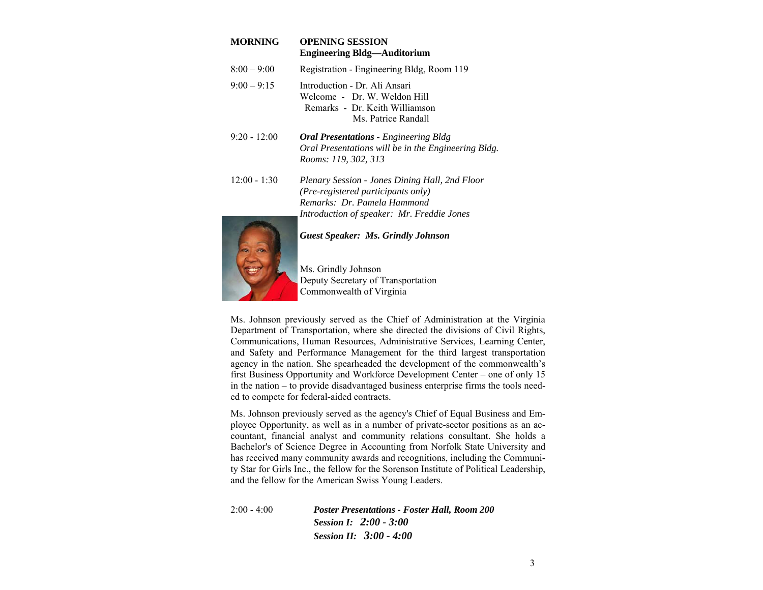**MORNING** **OPENING SESSION**
**Engineering Bldg—Auditorium**

| | |
|---|---|
| 8:00 – 9:00 | Registration - Engineering Bldg, Room 119 |
| 9:00 – 9:15 | Introduction - Dr. Ali Ansari<br>Welcome - Dr. W. Weldon Hill<br>Remarks - Dr. Keith Williamson<br>Ms. Patrice Randall |
| 9:20 - 12:00 | ***Oral Presentations** - Engineering Bldg*<br>*Oral Presentations will be in the Engineering Bldg.*<br>*Rooms: 119, 302, 313* |
| 12:00 - 1:30 | *Plenary Session - Jones Dining Hall, 2nd Floor*<br>*(Pre-registered participants only)*<br>*Remarks: Dr. Pamela Hammond*<br>*Introduction of speaker: Mr. Freddie Jones* |

***Guest Speaker: Ms. Grindly Johnson***

Ms. Grindly Johnson
Deputy Secretary of Transportation
Commonwealth of Virginia

Ms. Johnson previously served as the Chief of Administration at the Virginia Department of Transportation, where she directed the divisions of Civil Rights, Communications, Human Resources, Administrative Services, Learning Center, and Safety and Performance Management for the third largest transportation agency in the nation. She spearheaded the development of the commonwealth's first Business Opportunity and Workforce Development Center – one of only 15 in the nation – to provide disadvantaged business enterprise firms the tools needed to compete for federal-aided contracts.

Ms. Johnson previously served as the agency's Chief of Equal Business and Employee Opportunity, as well as in a number of private-sector positions as an accountant, financial analyst and community relations consultant. She holds a Bachelor's of Science Degree in Accounting from Norfolk State University and has received many community awards and recognitions, including the Community Star for Girls Inc., the fellow for the Sorenson Institute of Political Leadership, and the fellow for the American Swiss Young Leaders.

| | |
|---|---|
| 2:00 - 4:00 | ***Poster Presentations - Foster Hall, Room 200***<br>***Session I: 2:00 - 3:00***<br>***Session II: 3:00 - 4:00*** |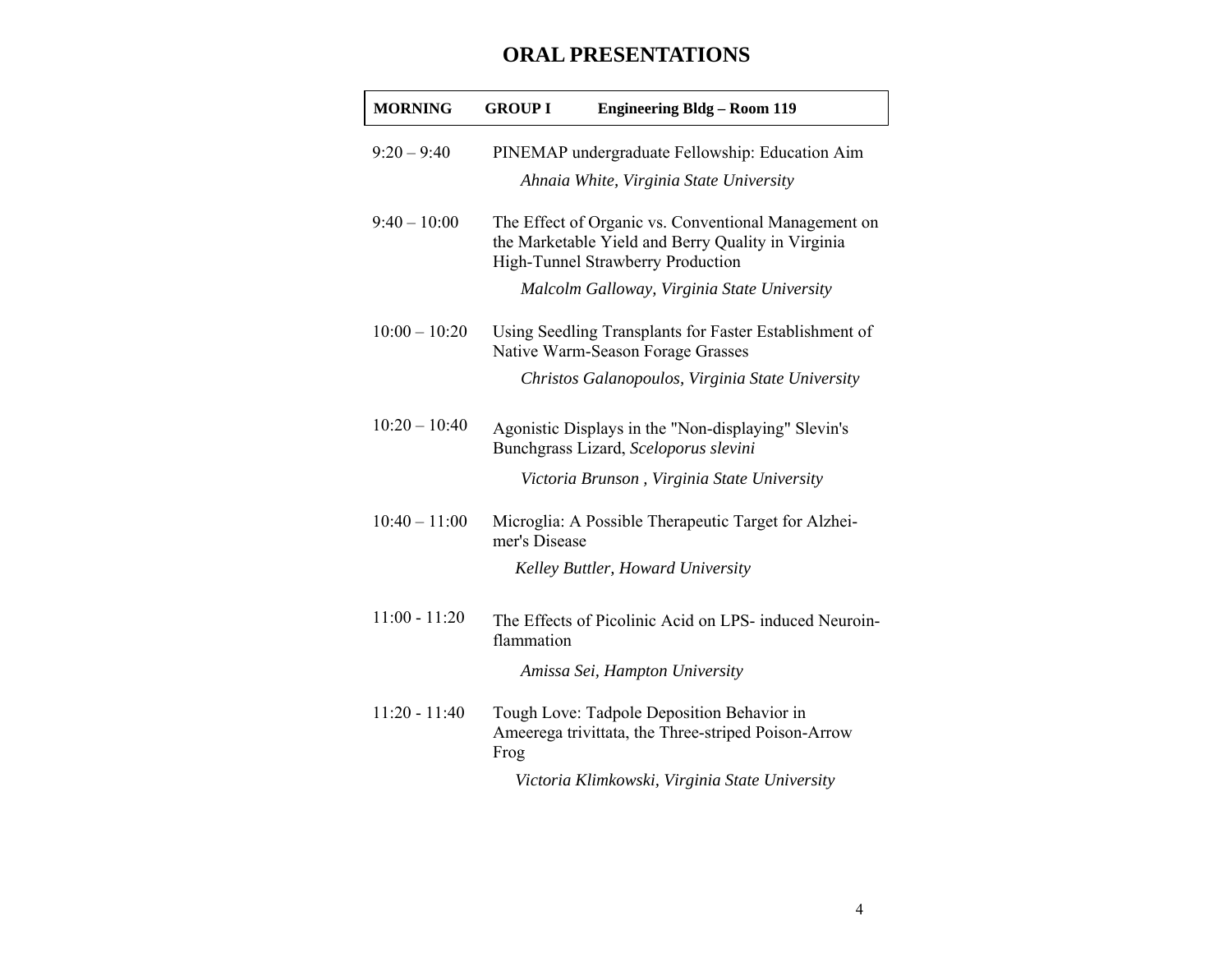# ORAL PRESENTATIONS

| **MORNING** | **GROUP I** | **Engineering Bldg – Room 119** |
|---|---|---|

9:20 – 9:40 PINEMAP undergraduate Fellowship: Education Aim

*Ahnaia White, Virginia State University*

9:40 – 10:00 The Effect of Organic vs. Conventional Management on the Marketable Yield and Berry Quality in Virginia High-Tunnel Strawberry Production

*Malcolm Galloway, Virginia State University*

10:00 – 10:20 Using Seedling Transplants for Faster Establishment of Native Warm-Season Forage Grasses

*Christos Galanopoulos, Virginia State University*

10:20 – 10:40 Agonistic Displays in the "Non-displaying" Slevin's Bunchgrass Lizard, *Sceloporus slevini*

*Victoria Brunson , Virginia State University*

10:40 – 11:00 Microglia: A Possible Therapeutic Target for Alzheimer's Disease

*Kelley Buttler, Howard University*

11:00 - 11:20 The Effects of Picolinic Acid on LPS- induced Neuroinflammation

*Amissa Sei, Hampton University*

11:20 - 11:40 Tough Love: Tadpole Deposition Behavior in Ameerega trivittata, the Three-striped Poison-Arrow Frog

*Victoria Klimkowski, Virginia State University*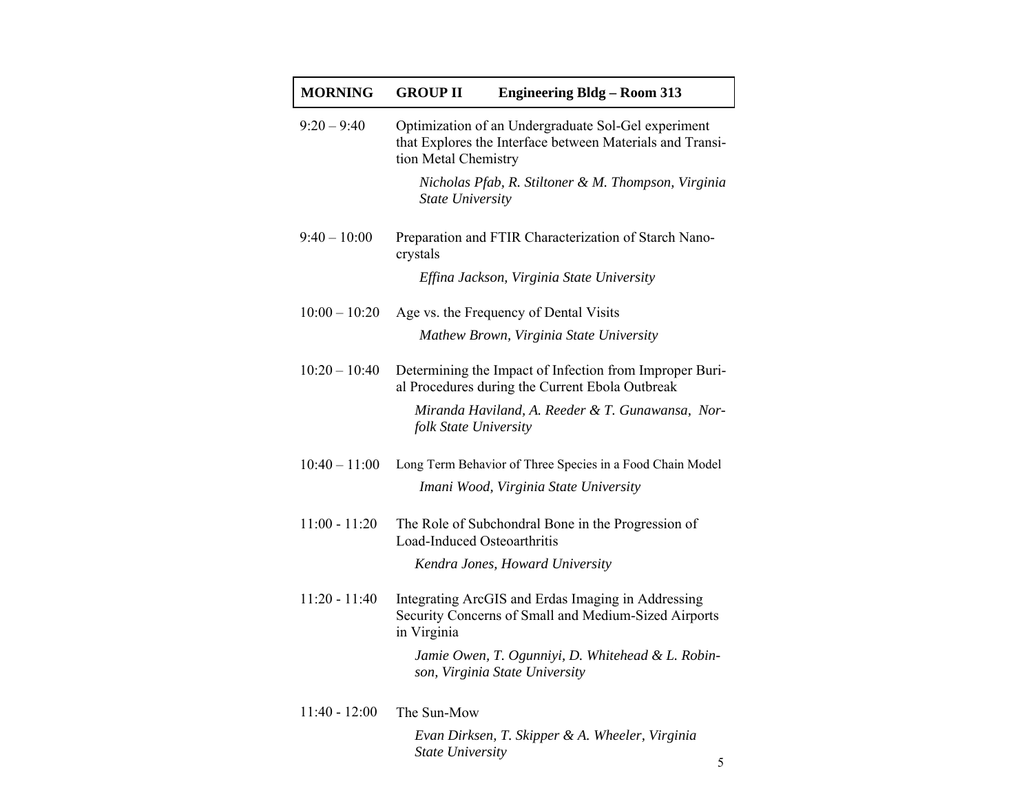**MORNING GROUP II Engineering Bldg – Room 313**

9:20 – 9:40 Optimization of an Undergraduate Sol-Gel experiment that Explores the Interface between Materials and Transition Metal Chemistry

*Nicholas Pfab, R. Stiltoner & M. Thompson, Virginia State University*

9:40 – 10:00 Preparation and FTIR Characterization of Starch Nanocrystals

*Effina Jackson, Virginia State University*

10:00 – 10:20 Age vs. the Frequency of Dental Visits

*Mathew Brown, Virginia State University*

10:20 – 10:40 Determining the Impact of Infection from Improper Burial Procedures during the Current Ebola Outbreak

*Miranda Haviland, A. Reeder & T. Gunawansa, Norfolk State University*

10:40 – 11:00 Long Term Behavior of Three Species in a Food Chain Model

*Imani Wood, Virginia State University*

11:00 - 11:20 The Role of Subchondral Bone in the Progression of Load-Induced Osteoarthritis

*Kendra Jones, Howard University*

11:20 - 11:40 Integrating ArcGIS and Erdas Imaging in Addressing Security Concerns of Small and Medium-Sized Airports in Virginia

*Jamie Owen, T. Ogunniyi, D. Whitehead & L. Robinson, Virginia State University*

11:40 - 12:00 The Sun-Mow

*Evan Dirksen, T. Skipper & A. Wheeler, Virginia State University*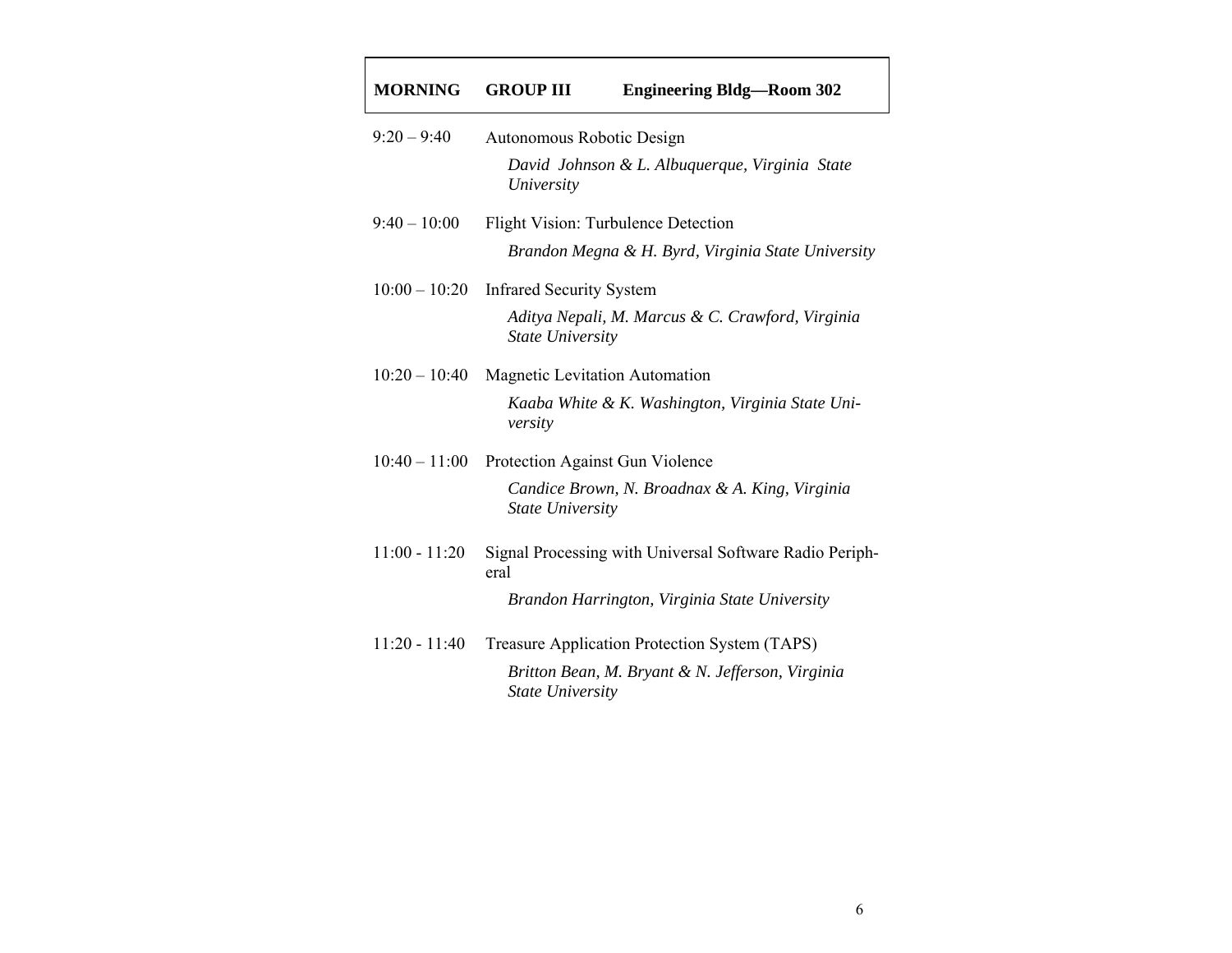**MORNING GROUP III Engineering Bldg—Room 302**

9:20 – 9:40 Autonomous Robotic Design

*David Johnson & L. Albuquerque, Virginia State University*

9:40 – 10:00 Flight Vision: Turbulence Detection

*Brandon Megna & H. Byrd, Virginia State University*

10:00 – 10:20 Infrared Security System

*Aditya Nepali, M. Marcus & C. Crawford, Virginia State University*

10:20 – 10:40 Magnetic Levitation Automation

*Kaaba White & K. Washington, Virginia State University*

10:40 – 11:00 Protection Against Gun Violence

*Candice Brown, N. Broadnax & A. King, Virginia State University*

11:00 - 11:20 Signal Processing with Universal Software Radio Peripheral

*Brandon Harrington, Virginia State University*

11:20 - 11:40 Treasure Application Protection System (TAPS)

*Britton Bean, M. Bryant & N. Jefferson, Virginia State University*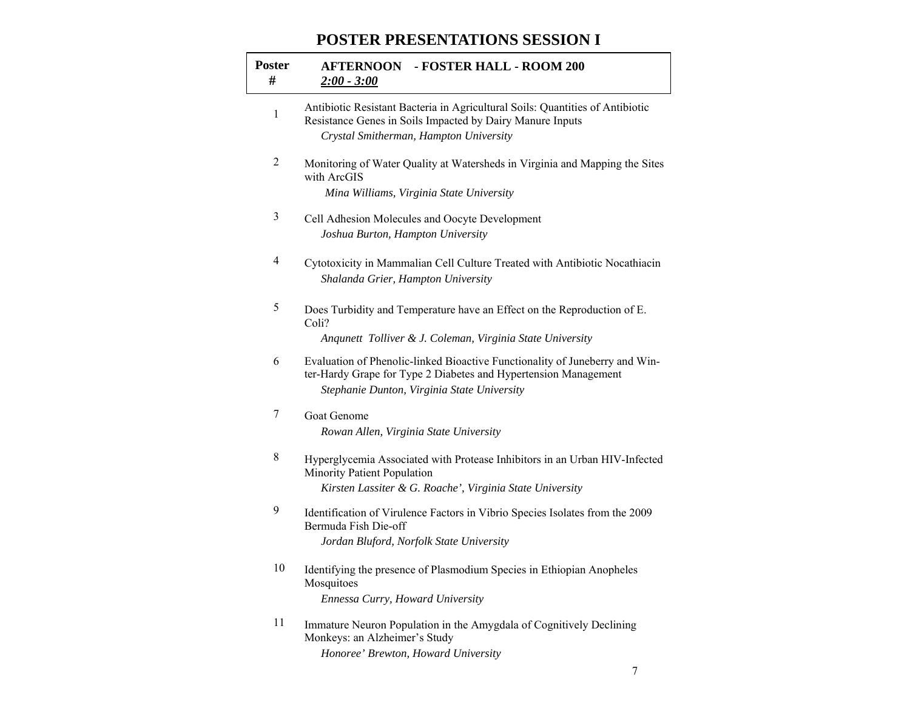# POSTER PRESENTATIONS SESSION I

| Poster # | AFTERNOON - FOSTER HALL - ROOM 200 <br> *2:00 - 3:00* |
|---|---|
| 1 | Antibiotic Resistant Bacteria in Agricultural Soils: Quantities of Antibiotic Resistance Genes in Soils Impacted by Dairy Manure Inputs <br> *Crystal Smitherman, Hampton University* |
| 2 | Monitoring of Water Quality at Watersheds in Virginia and Mapping the Sites with ArcGIS <br> *Mina Williams, Virginia State University* |
| 3 | Cell Adhesion Molecules and Oocyte Development <br> *Joshua Burton, Hampton University* |
| 4 | Cytotoxicity in Mammalian Cell Culture Treated with Antibiotic Nocathiacin <br> *Shalanda Grier, Hampton University* |
| 5 | Does Turbidity and Temperature have an Effect on the Reproduction of E. Coli? <br> *Anqunett Tolliver & J. Coleman, Virginia State University* |
| 6 | Evaluation of Phenolic-linked Bioactive Functionality of Juneberry and Winter-Hardy Grape for Type 2 Diabetes and Hypertension Management <br> *Stephanie Dunton, Virginia State University* |
| 7 | Goat Genome <br> *Rowan Allen, Virginia State University* |
| 8 | Hyperglycemia Associated with Protease Inhibitors in an Urban HIV-Infected Minority Patient Population <br> *Kirsten Lassiter & G. Roache', Virginia State University* |
| 9 | Identification of Virulence Factors in Vibrio Species Isolates from the 2009 Bermuda Fish Die-off <br> *Jordan Bluford, Norfolk State University* |
| 10 | Identifying the presence of Plasmodium Species in Ethiopian Anopheles Mosquitoes <br> *Ennessa Curry, Howard University* |
| 11 | Immature Neuron Population in the Amygdala of Cognitively Declining Monkeys: an Alzheimer's Study <br> *Honoree' Brewton, Howard University* |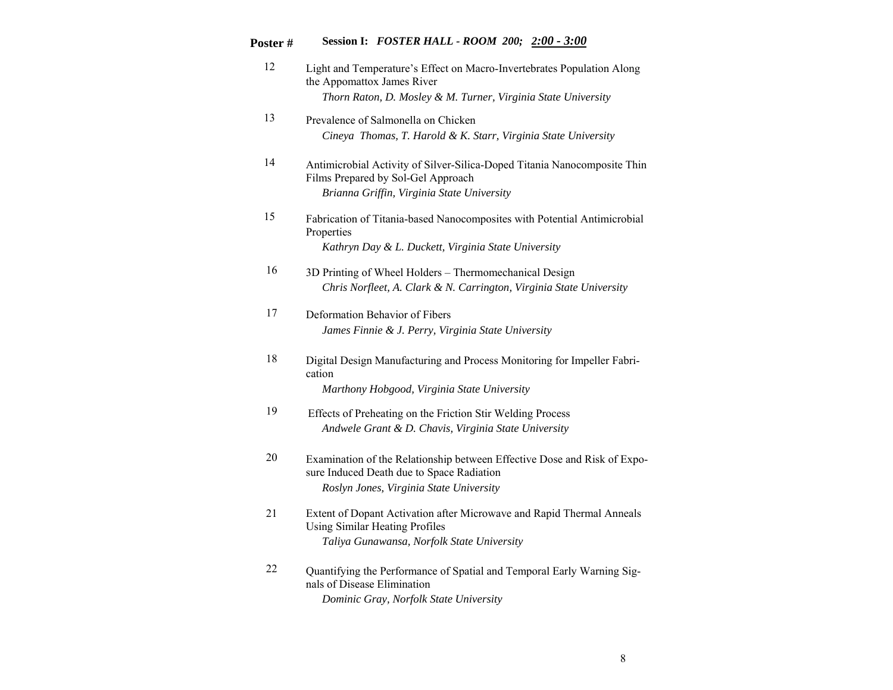**Poster #** **Session I:** ***FOSTER HALL - ROOM 200;*** ***2:00 - 3:00***

12 Light and Temperature's Effect on Macro-Invertebrates Population Along the Appomattox James River
*Thorn Raton, D. Mosley & M. Turner, Virginia State University*

13 Prevalence of Salmonella on Chicken
*Cineya Thomas, T. Harold & K. Starr, Virginia State University*

14 Antimicrobial Activity of Silver-Silica-Doped Titania Nanocomposite Thin Films Prepared by Sol-Gel Approach
*Brianna Griffin, Virginia State University*

15 Fabrication of Titania-based Nanocomposites with Potential Antimicrobial Properties
*Kathryn Day & L. Duckett, Virginia State University*

16 3D Printing of Wheel Holders – Thermomechanical Design
*Chris Norfleet, A. Clark & N. Carrington, Virginia State University*

17 Deformation Behavior of Fibers
*James Finnie & J. Perry, Virginia State University*

18 Digital Design Manufacturing and Process Monitoring for Impeller Fabrication
*Marthony Hobgood, Virginia State University*

19 Effects of Preheating on the Friction Stir Welding Process
*Andwele Grant & D. Chavis, Virginia State University*

20 Examination of the Relationship between Effective Dose and Risk of Exposure Induced Death due to Space Radiation
*Roslyn Jones, Virginia State University*

21 Extent of Dopant Activation after Microwave and Rapid Thermal Anneals Using Similar Heating Profiles
*Taliya Gunawansa, Norfolk State University*

22 Quantifying the Performance of Spatial and Temporal Early Warning Signals of Disease Elimination
*Dominic Gray, Norfolk State University*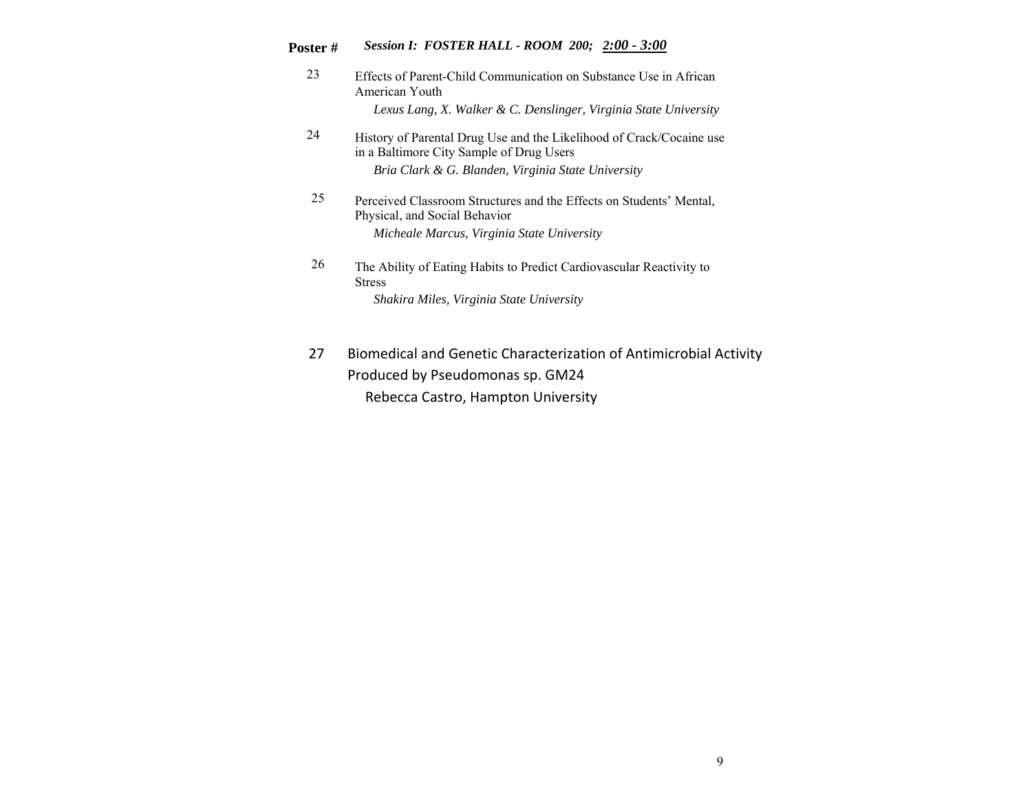**Poster #** ***Session I: FOSTER HALL - ROOM 200; <u>2:00 - 3:00</u>***

23 Effects of Parent-Child Communication on Substance Use in African American Youth

*Lexus Lang, X. Walker & C. Denslinger, Virginia State University*

24 History of Parental Drug Use and the Likelihood of Crack/Cocaine use in a Baltimore City Sample of Drug Users

*Bria Clark & G. Blanden, Virginia State University*

25 Perceived Classroom Structures and the Effects on Students' Mental, Physical, and Social Behavior

*Micheale Marcus, Virginia State University*

26 The Ability of Eating Habits to Predict Cardiovascular Reactivity to Stress

*Shakira Miles, Virginia State University*

27 Biomedical and Genetic Characterization of Antimicrobial Activity Produced by Pseudomonas sp. GM24

Rebecca Castro, Hampton University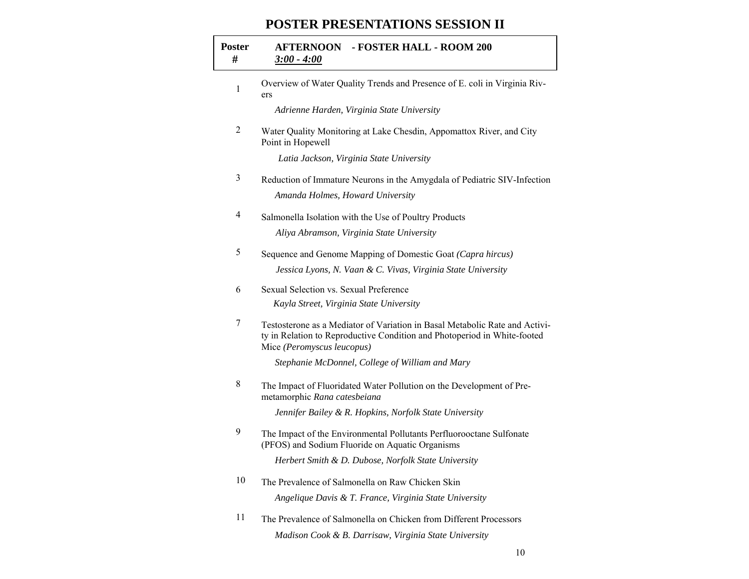# POSTER PRESENTATIONS SESSION II

| Poster # | AFTERNOON - FOSTER HALL - ROOM 200 <br> *3:00 - 4:00* |
| --- | --- |
| 1 | Overview of Water Quality Trends and Presence of E. coli in Virginia Rivers <br> *Adrienne Harden, Virginia State University* |
| 2 | Water Quality Monitoring at Lake Chesdin, Appomattox River, and City Point in Hopewell <br> *Latia Jackson, Virginia State University* |
| 3 | Reduction of Immature Neurons in the Amygdala of Pediatric SIV-Infection <br> *Amanda Holmes, Howard University* |
| 4 | Salmonella Isolation with the Use of Poultry Products <br> *Aliya Abramson, Virginia State University* |
| 5 | Sequence and Genome Mapping of Domestic Goat *(Capra hircus)* <br> *Jessica Lyons, N. Vaan & C. Vivas, Virginia State University* |
| 6 | Sexual Selection vs. Sexual Preference <br> *Kayla Street, Virginia State University* |
| 7 | Testosterone as a Mediator of Variation in Basal Metabolic Rate and Activity in Relation to Reproductive Condition and Photoperiod in White-footed Mice *(Peromyscus leucopus)* <br> *Stephanie McDonnel, College of William and Mary* |
| 8 | The Impact of Fluoridated Water Pollution on the Development of Pre-metamorphic *Rana catesbeiana* <br> *Jennifer Bailey & R. Hopkins, Norfolk State University* |
| 9 | The Impact of the Environmental Pollutants Perfluorooctane Sulfonate (PFOS) and Sodium Fluoride on Aquatic Organisms <br> *Herbert Smith & D. Dubose, Norfolk State University* |
| 10 | The Prevalence of Salmonella on Raw Chicken Skin <br> *Angelique Davis & T. France, Virginia State University* |
| 11 | The Prevalence of Salmonella on Chicken from Different Processors <br> *Madison Cook & B. Darrisaw, Virginia State University* |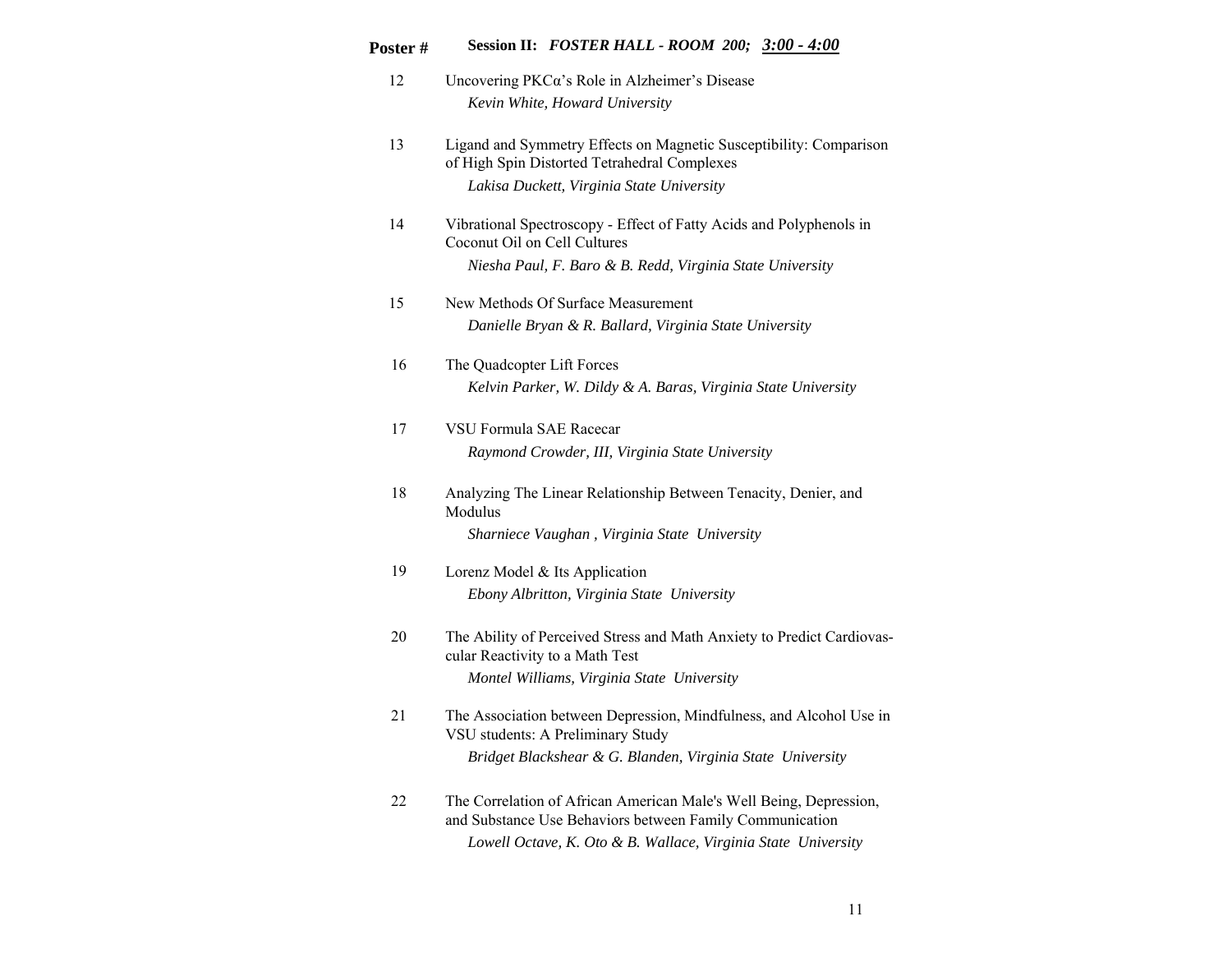**Poster #** **Session II:** ***FOSTER HALL - ROOM 200; 3:00 - 4:00***

12 Uncovering PKCα's Role in Alzheimer's Disease
*Kevin White, Howard University*

13 Ligand and Symmetry Effects on Magnetic Susceptibility: Comparison of High Spin Distorted Tetrahedral Complexes
*Lakisa Duckett, Virginia State University*

14 Vibrational Spectroscopy - Effect of Fatty Acids and Polyphenols in Coconut Oil on Cell Cultures
*Niesha Paul, F. Baro & B. Redd, Virginia State University*

15 New Methods Of Surface Measurement
*Danielle Bryan & R. Ballard, Virginia State University*

16 The Quadcopter Lift Forces
*Kelvin Parker, W. Dildy & A. Baras, Virginia State University*

17 VSU Formula SAE Racecar
*Raymond Crowder, III, Virginia State University*

18 Analyzing The Linear Relationship Between Tenacity, Denier, and Modulus
*Sharniece Vaughan , Virginia State University*

19 Lorenz Model & Its Application
*Ebony Albritton, Virginia State University*

20 The Ability of Perceived Stress and Math Anxiety to Predict Cardiovascular Reactivity to a Math Test
*Montel Williams, Virginia State University*

21 The Association between Depression, Mindfulness, and Alcohol Use in VSU students: A Preliminary Study
*Bridget Blackshear & G. Blanden, Virginia State University*

22 The Correlation of African American Male's Well Being, Depression, and Substance Use Behaviors between Family Communication
*Lowell Octave, K. Oto & B. Wallace, Virginia State University*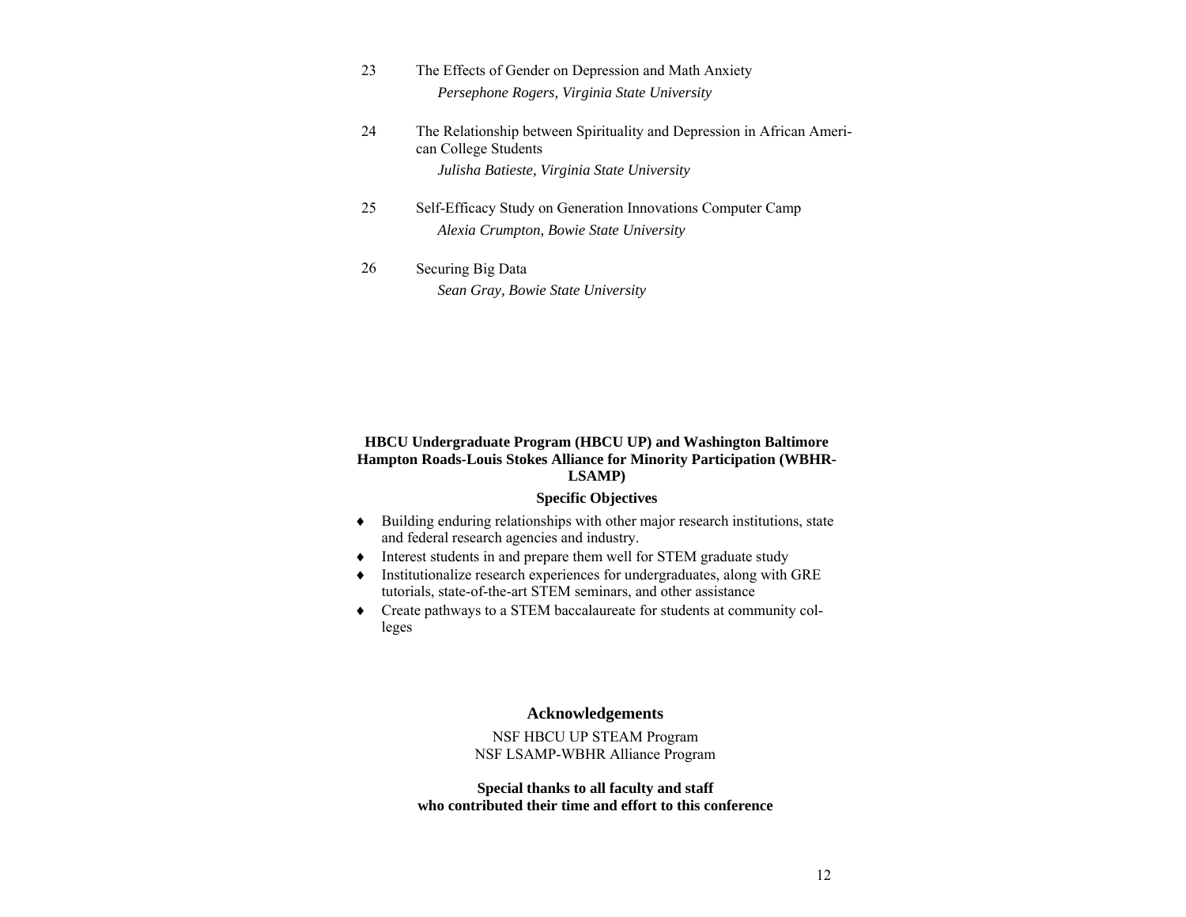23 The Effects of Gender on Depression and Math Anxiety

*Persephone Rogers, Virginia State University*

24 The Relationship between Spirituality and Depression in African American College Students

*Julisha Batieste, Virginia State University*

25 Self-Efficacy Study on Generation Innovations Computer Camp

*Alexia Crumpton, Bowie State University*

26 Securing Big Data

*Sean Gray, Bowie State University*

**HBCU Undergraduate Program (HBCU UP) and Washington Baltimore Hampton Roads-Louis Stokes Alliance for Minority Participation (WBHR-LSAMP)**

**Specific Objectives**

- Building enduring relationships with other major research institutions, state and federal research agencies and industry.
- Interest students in and prepare them well for STEM graduate study
- Institutionalize research experiences for undergraduates, along with GRE tutorials, state-of-the-art STEM seminars, and other assistance
- Create pathways to a STEM baccalaureate for students at community colleges

## Acknowledgements

NSF HBCU UP STEAM Program
NSF LSAMP-WBHR Alliance Program

**Special thanks to all faculty and staff who contributed their time and effort to this conference**